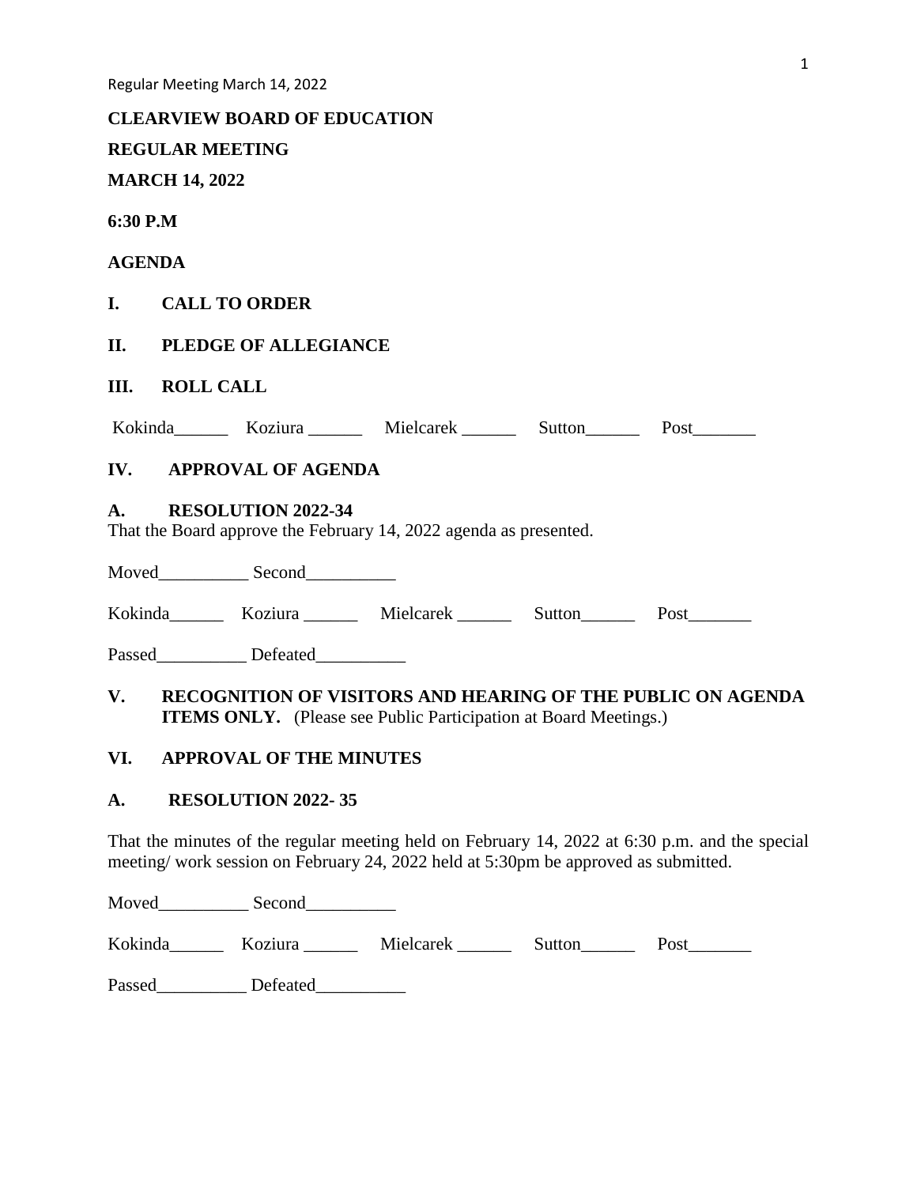**CLEARVIEW BOARD OF EDUCATION**

**REGULAR MEETING**

**MARCH 14, 2022**

**6:30 P.M**

**AGENDA**

**I. CALL TO ORDER**

**II. PLEDGE OF ALLEGIANCE**

**III. ROLL CALL**

Kokinda______ Koziura ______ Mielcarek ______ Sutton______ Post_______

**IV. APPROVAL OF AGENDA**

**A. RESOLUTION 2022-34**
That the Board approve the February 14, 2022 agenda as presented.

Moved__________ Second__________

Kokinda______ Koziura ______ Mielcarek ______ Sutton______ Post_______

Passed__________ Defeated__________

**V. RECOGNITION OF VISITORS AND HEARING OF THE PUBLIC ON AGENDA ITEMS ONLY.** (Please see Public Participation at Board Meetings.)

**VI. APPROVAL OF THE MINUTES**

**A. RESOLUTION 2022- 35**

That the minutes of the regular meeting held on February 14, 2022 at 6:30 p.m. and the special meeting/ work session on February 24, 2022 held at 5:30pm be approved as submitted.

Moved__________ Second__________

Kokinda______ Koziura ______ Mielcarek ______ Sutton______ Post_______

Passed__________ Defeated__________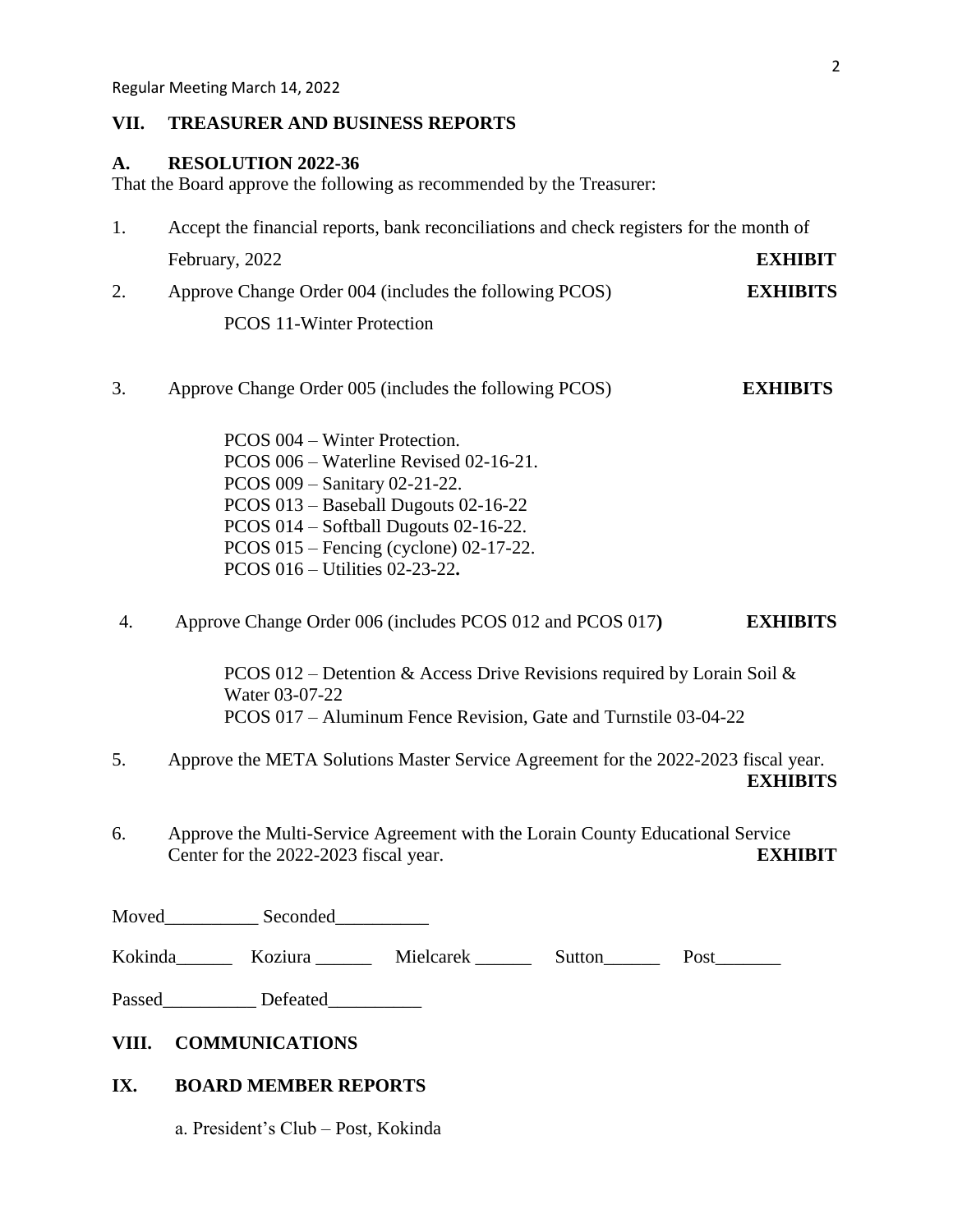Regular Meeting March 14, 2022

## VII. TREASURER AND BUSINESS REPORTS

### A. RESOLUTION 2022-36

That the Board approve the following as recommended by the Treasurer:

1. Accept the financial reports, bank reconciliations and check registers for the month of February, 2022 **EXHIBIT**

2. Approve Change Order 004 (includes the following PCOS) **EXHIBITS**

   PCOS 11-Winter Protection

3. Approve Change Order 005 (includes the following PCOS) **EXHIBITS**

   PCOS 004 – Winter Protection.
   PCOS 006 – Waterline Revised 02-16-21.
   PCOS 009 – Sanitary 02-21-22.
   PCOS 013 – Baseball Dugouts 02-16-22
   PCOS 014 – Softball Dugouts 02-16-22.
   PCOS 015 – Fencing (cyclone) 02-17-22.
   PCOS 016 – Utilities 02-23-22**.**

4. Approve Change Order 006 (includes PCOS 012 and PCOS 017**)** **EXHIBITS**

   PCOS 012 – Detention & Access Drive Revisions required by Lorain Soil & Water 03-07-22
   PCOS 017 – Aluminum Fence Revision, Gate and Turnstile 03-04-22

5. Approve the META Solutions Master Service Agreement for the 2022-2023 fiscal year. **EXHIBITS**

6. Approve the Multi-Service Agreement with the Lorain County Educational Service Center for the 2022-2023 fiscal year. **EXHIBIT**

Moved__________ Seconded__________

Kokinda______ Koziura ______ Mielcarek ______ Sutton______ Post_______

Passed__________ Defeated__________

## VIII. COMMUNICATIONS

## IX. BOARD MEMBER REPORTS

a. President's Club – Post, Kokinda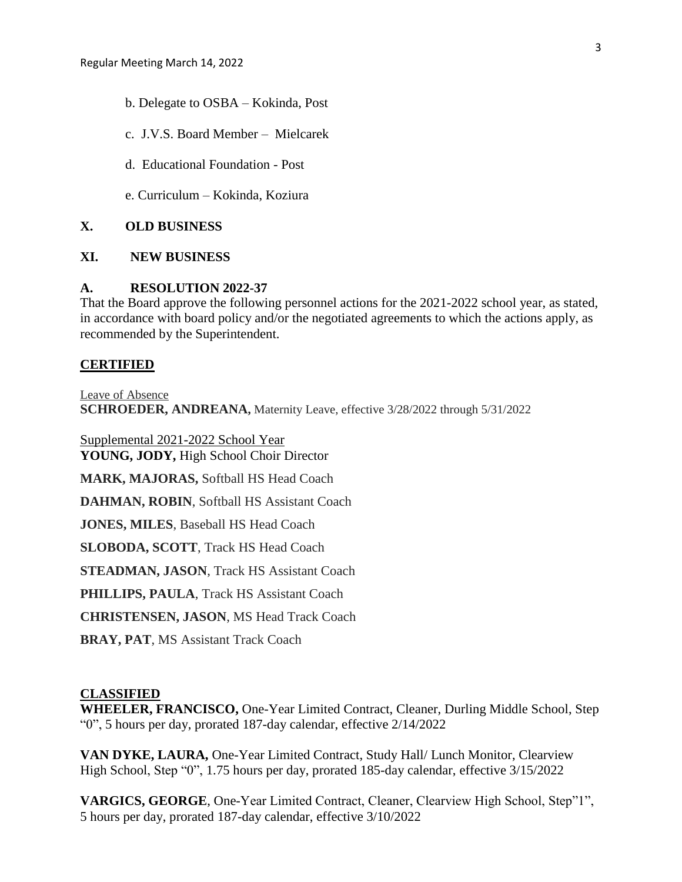b. Delegate to OSBA – Kokinda, Post

c. J.V.S. Board Member – Mielcarek

d. Educational Foundation - Post

e. Curriculum – Kokinda, Koziura

## X. OLD BUSINESS

## XI. NEW BUSINESS

### A. RESOLUTION 2022-37

That the Board approve the following personnel actions for the 2021-2022 school year, as stated, in accordance with board policy and/or the negotiated agreements to which the actions apply, as recommended by the Superintendent.

**CERTIFIED**

Leave of Absence
**SCHROEDER, ANDREANA,** Maternity Leave, effective 3/28/2022 through 5/31/2022

Supplemental 2021-2022 School Year
**YOUNG, JODY,** High School Choir Director

**MARK, MAJORAS,** Softball HS Head Coach

**DAHMAN, ROBIN**, Softball HS Assistant Coach

**JONES, MILES**, Baseball HS Head Coach

**SLOBODA, SCOTT**, Track HS Head Coach

**STEADMAN, JASON**, Track HS Assistant Coach

**PHILLIPS, PAULA**, Track HS Assistant Coach

**CHRISTENSEN, JASON**, MS Head Track Coach

**BRAY, PAT**, MS Assistant Track Coach

**CLASSIFIED**

**WHEELER, FRANCISCO,** One-Year Limited Contract, Cleaner, Durling Middle School, Step "0", 5 hours per day, prorated 187-day calendar, effective 2/14/2022

**VAN DYKE, LAURA,** One-Year Limited Contract, Study Hall/ Lunch Monitor, Clearview High School, Step "0", 1.75 hours per day, prorated 185-day calendar, effective 3/15/2022

**VARGICS, GEORGE**, One-Year Limited Contract, Cleaner, Clearview High School, Step"1", 5 hours per day, prorated 187-day calendar, effective 3/10/2022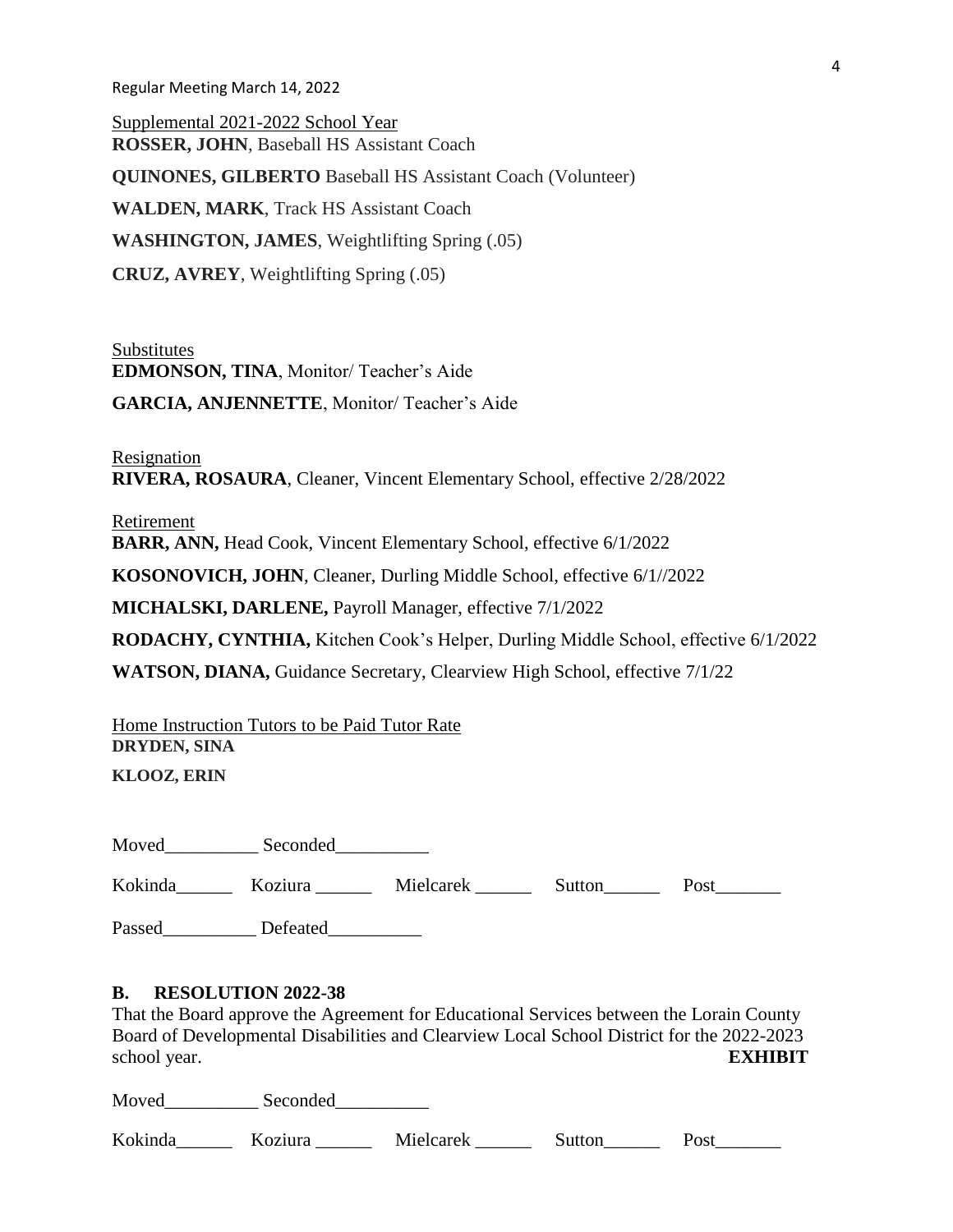Supplemental 2021-2022 School Year
**ROSSER, JOHN**, Baseball HS Assistant Coach

**QUINONES, GILBERTO** Baseball HS Assistant Coach (Volunteer)

**WALDEN, MARK**, Track HS Assistant Coach

**WASHINGTON, JAMES**, Weightlifting Spring (.05)

**CRUZ, AVREY**, Weightlifting Spring (.05)

Substitutes
**EDMONSON, TINA**, Monitor/ Teacher's Aide

**GARCIA, ANJENNETTE**, Monitor/ Teacher's Aide

Resignation
**RIVERA, ROSAURA**, Cleaner, Vincent Elementary School, effective 2/28/2022

Retirement
**BARR, ANN,** Head Cook, Vincent Elementary School, effective 6/1/2022

**KOSONOVICH, JOHN**, Cleaner, Durling Middle School, effective 6/1//2022

**MICHALSKI, DARLENE,** Payroll Manager, effective 7/1/2022

**RODACHY, CYNTHIA,** Kitchen Cook's Helper, Durling Middle School, effective 6/1/2022

**WATSON, DIANA,** Guidance Secretary, Clearview High School, effective 7/1/22

Home Instruction Tutors to be Paid Tutor Rate
**DRYDEN, SINA**

**KLOOZ, ERIN**

Moved__________ Seconded__________

Kokinda______ Koziura ______ Mielcarek ______ Sutton______ Post_______

Passed__________ Defeated__________

### B. RESOLUTION 2022-38

That the Board approve the Agreement for Educational Services between the Lorain County Board of Developmental Disabilities and Clearview Local School District for the 2022-2023 school year. **EXHIBIT**

Moved__________ Seconded__________

Kokinda______ Koziura ______ Mielcarek ______ Sutton______ Post_______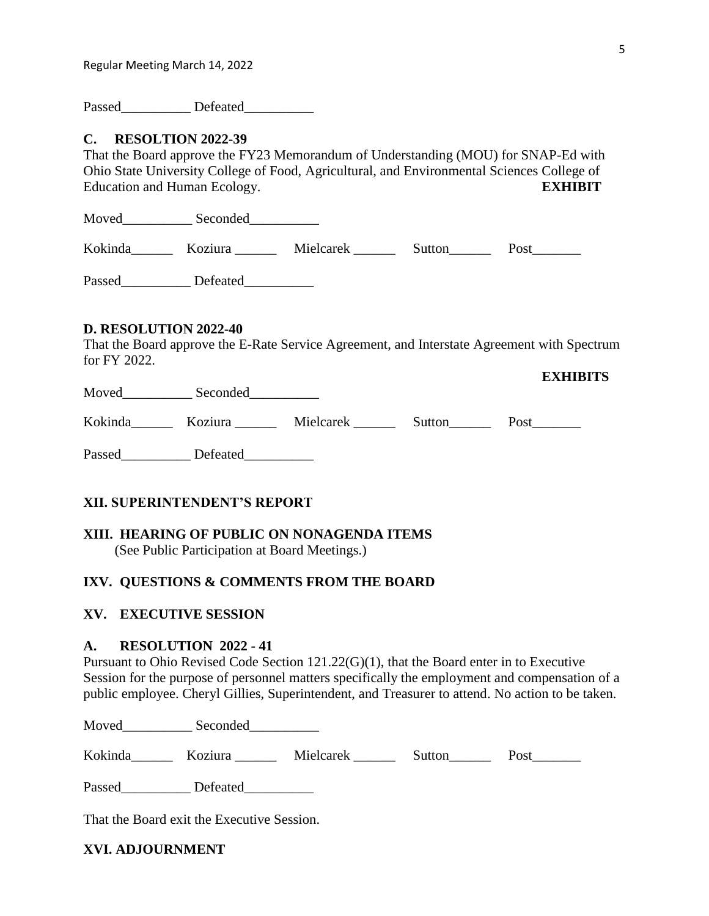Passed__________ Defeated__________

### C. RESOLTION 2022-39

That the Board approve the FY23 Memorandum of Understanding (MOU) for SNAP-Ed with Ohio State University College of Food, Agricultural, and Environmental Sciences College of Education and Human Ecology. **EXHIBIT**

Moved__________ Seconded__________

Kokinda______ Koziura ______ Mielcarek ______ Sutton______ Post_______

Passed__________ Defeated__________

### D. RESOLUTION 2022-40

That the Board approve the E-Rate Service Agreement, and Interstate Agreement with Spectrum for FY 2022.

**EXHIBITS**

Moved__________ Seconded__________

Kokinda______ Koziura ______ Mielcarek ______ Sutton______ Post_______

Passed__________ Defeated__________

## XII. SUPERINTENDENT'S REPORT

## XIII. HEARING OF PUBLIC ON NONAGENDA ITEMS

(See Public Participation at Board Meetings.)

## IXV. QUESTIONS & COMMENTS FROM THE BOARD

## XV. EXECUTIVE SESSION

### A. RESOLUTION 2022 - 41

Pursuant to Ohio Revised Code Section 121.22(G)(1), that the Board enter in to Executive Session for the purpose of personnel matters specifically the employment and compensation of a public employee. Cheryl Gillies, Superintendent, and Treasurer to attend. No action to be taken.

Moved__________ Seconded__________

Kokinda______ Koziura ______ Mielcarek ______ Sutton______ Post_______

Passed__________ Defeated__________

That the Board exit the Executive Session.

## XVI. ADJOURNMENT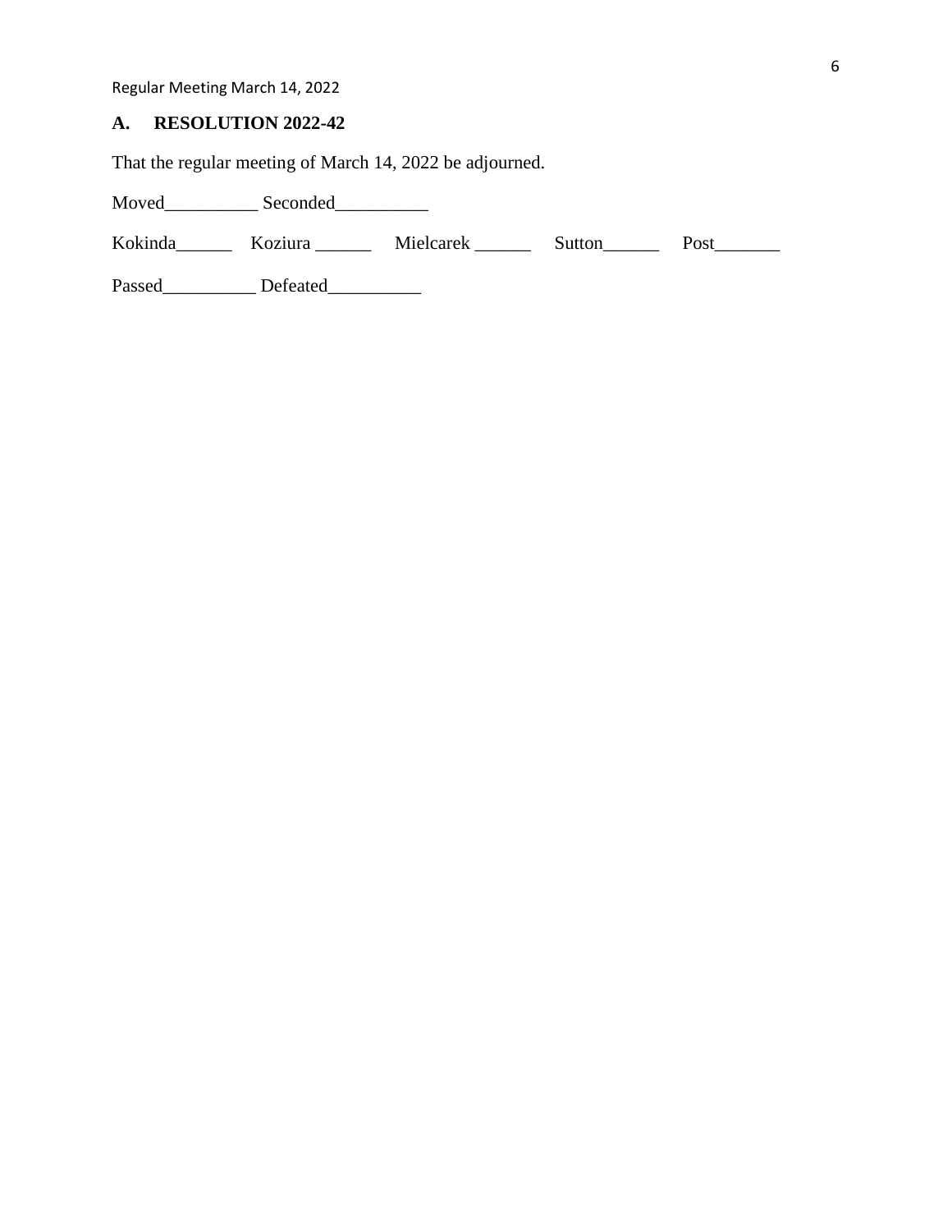## A. RESOLUTION 2022-42

That the regular meeting of March 14, 2022 be adjourned.

Moved__________ Seconded__________

Kokinda______ Koziura ______ Mielcarek ______ Sutton______ Post_______

Passed__________ Defeated__________